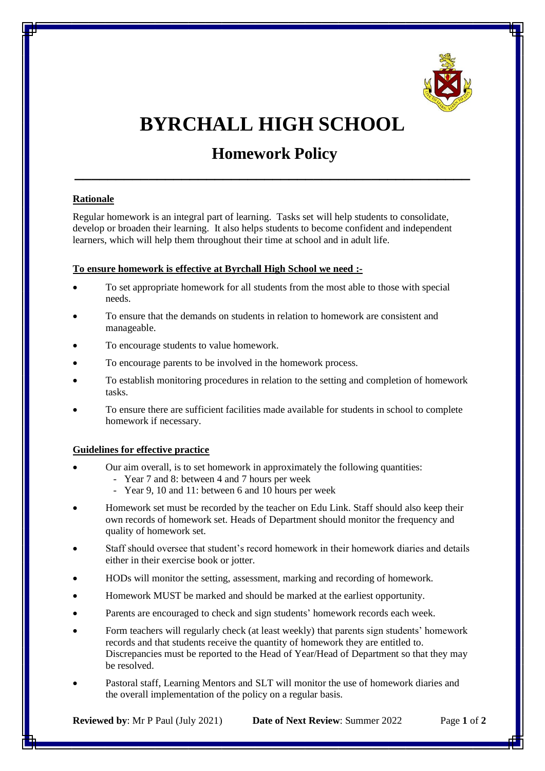# BYRCHALL HIGH SCHOOL

## Homework Policy

**Rationale**

Regular homework is an integral part of learning. Tasks set will help students to consolidate, develop or broaden their learning. It also helps students to become confident and independent learners, which will help them throughout their time at school and in adult life.

**To ensure homework is effective at Byrchall High School we need :-**

- To set appropriate homework for all students from the most able to those with special needs.
- To ensure that the demands on students in relation to homework are consistent and manageable.
- To encourage students to value homework.
- To encourage parents to be involved in the homework process.
- To establish monitoring procedures in relation to the setting and completion of homework tasks.
- To ensure there are sufficient facilities made available for students in school to complete homework if necessary.

**Guidelines for effective practice**

- Our aim overall, is to set homework in approximately the following quantities:
  - Year 7 and 8: between 4 and 7 hours per week
  - Year 9, 10 and 11: between 6 and 10 hours per week
- Homework set must be recorded by the teacher on Edu Link. Staff should also keep their own records of homework set. Heads of Department should monitor the frequency and quality of homework set.
- Staff should oversee that student's record homework in their homework diaries and details either in their exercise book or jotter.
- HODs will monitor the setting, assessment, marking and recording of homework.
- Homework MUST be marked and should be marked at the earliest opportunity.
- Parents are encouraged to check and sign students' homework records each week.
- Form teachers will regularly check (at least weekly) that parents sign students' homework records and that students receive the quantity of homework they are entitled to. Discrepancies must be reported to the Head of Year/Head of Department so that they may be resolved.
- Pastoral staff, Learning Mentors and SLT will monitor the use of homework diaries and the overall implementation of the policy on a regular basis.

**Reviewed by**: Mr P Paul (July 2021) **Date of Next Review**: Summer 2022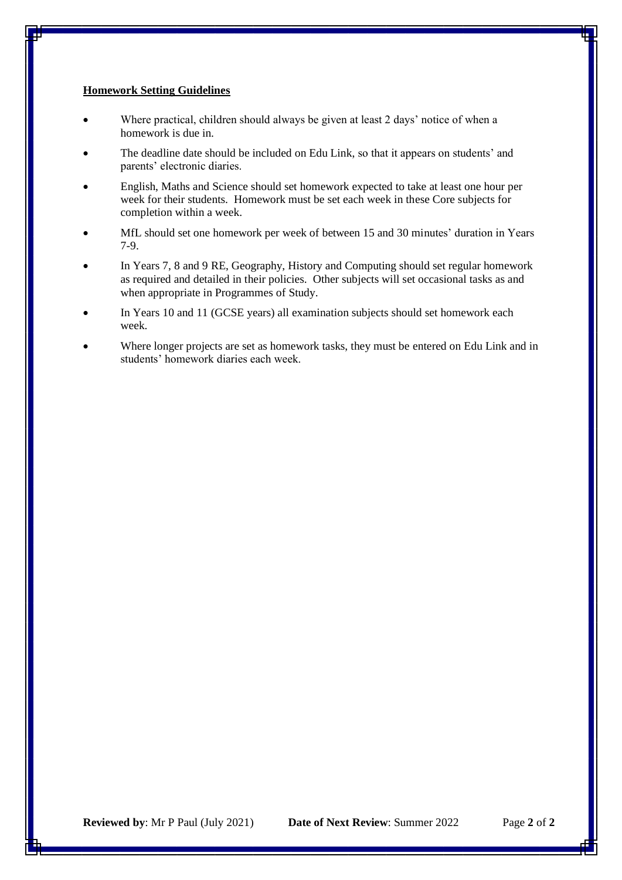**Homework Setting Guidelines**

- Where practical, children should always be given at least 2 days' notice of when a homework is due in.
- The deadline date should be included on Edu Link, so that it appears on students' and parents' electronic diaries.
- English, Maths and Science should set homework expected to take at least one hour per week for their students. Homework must be set each week in these Core subjects for completion within a week.
- MfL should set one homework per week of between 15 and 30 minutes' duration in Years 7-9.
- In Years 7, 8 and 9 RE, Geography, History and Computing should set regular homework as required and detailed in their policies. Other subjects will set occasional tasks as and when appropriate in Programmes of Study.
- In Years 10 and 11 (GCSE years) all examination subjects should set homework each week.
- Where longer projects are set as homework tasks, they must be entered on Edu Link and in students' homework diaries each week.

**Reviewed by**: Mr P Paul (July 2021) **Date of Next Review**: Summer 2022